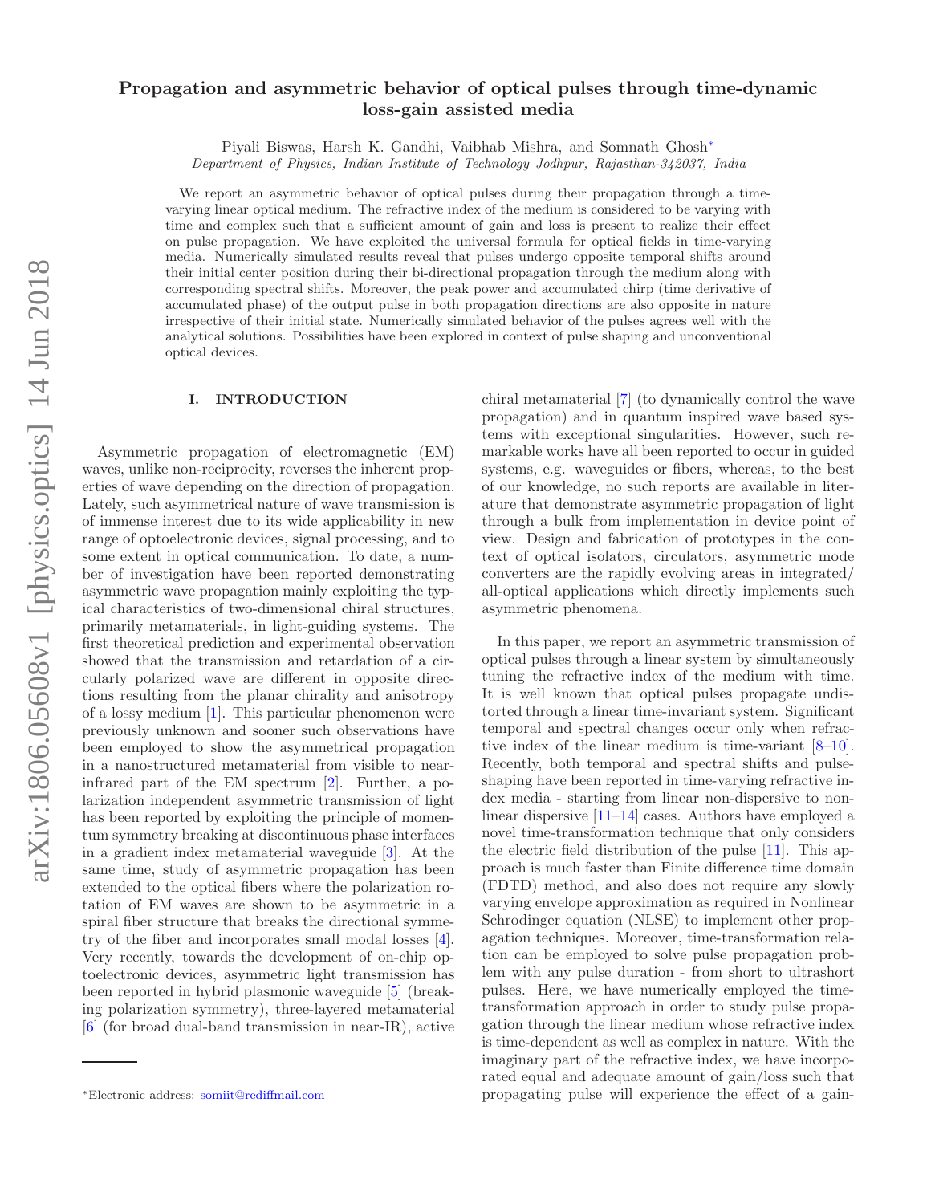# Propagation and asymmetric behavior of optical pulses through time-dynamic loss-gain assisted media

Piyali Biswas, Harsh K. Gandhi, Vaibhab Mishra, and Somnath Ghosh[*]

*Department of Physics, Indian Institute of Technology Jodhpur, Rajasthan-342037, India*

We report an asymmetric behavior of optical pulses during their propagation through a time-varying linear optical medium. The refractive index of the medium is considered to be varying with time and complex such that a sufficient amount of gain and loss is present to realize their effect on pulse propagation. We have exploited the universal formula for optical fields in time-varying media. Numerically simulated results reveal that pulses undergo opposite temporal shifts around their initial center position during their bi-directional propagation through the medium along with corresponding spectral shifts. Moreover, the peak power and accumulated chirp (time derivative of accumulated phase) of the output pulse in both propagation directions are also opposite in nature irrespective of their initial state. Numerically simulated behavior of the pulses agrees well with the analytical solutions. Possibilities have been explored in context of pulse shaping and unconventional optical devices.

## I. INTRODUCTION

Asymmetric propagation of electromagnetic (EM) waves, unlike non-reciprocity, reverses the inherent properties of wave depending on the direction of propagation. Lately, such asymmetrical nature of wave transmission is of immense interest due to its wide applicability in new range of optoelectronic devices, signal processing, and to some extent in optical communication. To date, a number of investigation have been reported demonstrating asymmetric wave propagation mainly exploiting the typical characteristics of two-dimensional chiral structures, primarily metamaterials, in light-guiding systems. The first theoretical prediction and experimental observation showed that the transmission and retardation of a circularly polarized wave are different in opposite directions resulting from the planar chirality and anisotropy of a lossy medium [1]. This particular phenomenon were previously unknown and sooner such observations have been employed to show the asymmetrical propagation in a nanostructured metamaterial from visible to near-infrared part of the EM spectrum [2]. Further, a polarization independent asymmetric transmission of light has been reported by exploiting the principle of momentum symmetry breaking at discontinuous phase interfaces in a gradient index metamaterial waveguide [3]. At the same time, study of asymmetric propagation has been extended to the optical fibers where the polarization rotation of EM waves are shown to be asymmetric in a spiral fiber structure that breaks the directional symmetry of the fiber and incorporates small modal losses [4]. Very recently, towards the development of on-chip optoelectronic devices, asymmetric light transmission has been reported in hybrid plasmonic waveguide [5] (breaking polarization symmetry), three-layered metamaterial [6] (for broad dual-band transmission in near-IR), active chiral metamaterial [7] (to dynamically control the wave propagation) and in quantum inspired wave based systems with exceptional singularities. However, such remarkable works have all been reported to occur in guided systems, e.g. waveguides or fibers, whereas, to the best of our knowledge, no such reports are available in literature that demonstrate asymmetric propagation of light through a bulk from implementation in device point of view. Design and fabrication of prototypes in the context of optical isolators, circulators, asymmetric mode converters are the rapidly evolving areas in integrated/ all-optical applications which directly implements such asymmetric phenomena.

In this paper, we report an asymmetric transmission of optical pulses through a linear system by simultaneously tuning the refractive index of the medium with time. It is well known that optical pulses propagate undistorted through a linear time-invariant system. Significant temporal and spectral changes occur only when refractive index of the linear medium is time-variant [8–10]. Recently, both temporal and spectral shifts and pulse-shaping have been reported in time-varying refractive index media - starting from linear non-dispersive to nonlinear dispersive [11–14] cases. Authors have employed a novel time-transformation technique that only considers the electric field distribution of the pulse [11]. This approach is much faster than Finite difference time domain (FDTD) method, and also does not require any slowly varying envelope approximation as required in Nonlinear Schrodinger equation (NLSE) to implement other propagation techniques. Moreover, time-transformation relation can be employed to solve pulse propagation problem with any pulse duration - from short to ultrashort pulses. Here, we have numerically employed the time-transformation approach in order to study pulse propagation through the linear medium whose refractive index is time-dependent as well as complex in nature. With the imaginary part of the refractive index, we have incorporated equal and adequate amount of gain/loss such that propagating pulse will experience the effect of a gain-

[*]Electronic address: somiit@rediffmail.com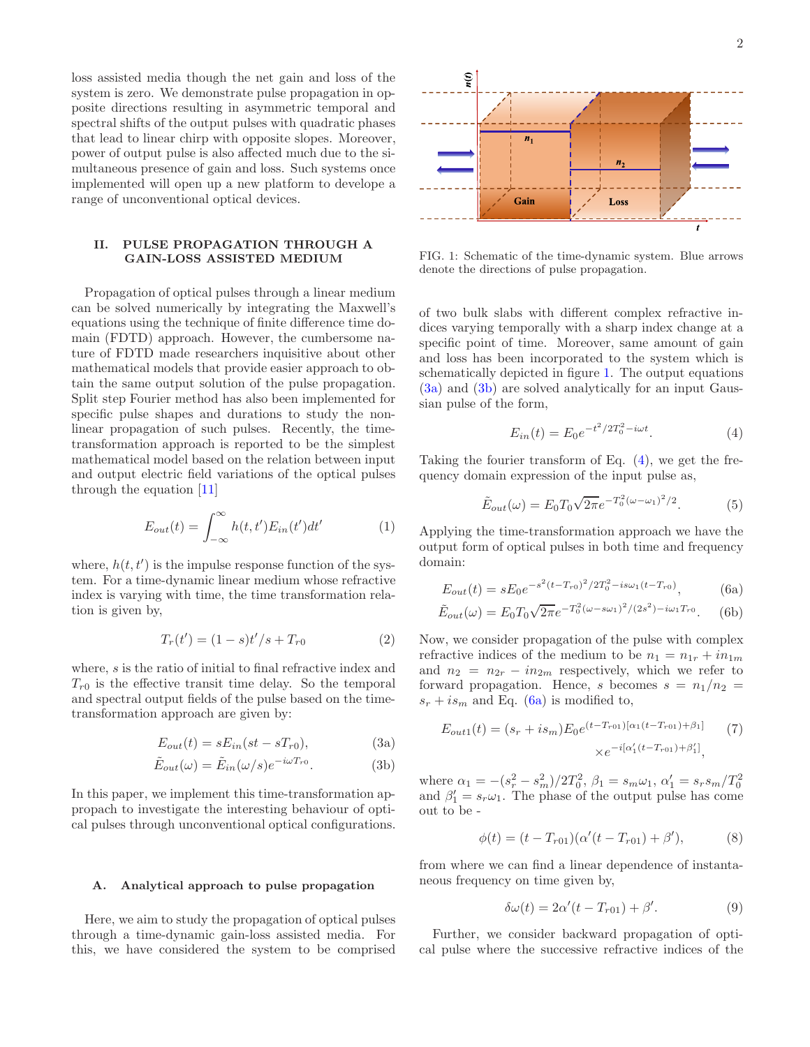loss assisted media though the net gain and loss of the system is zero. We demonstrate pulse propagation in opposite directions resulting in asymmetric temporal and spectral shifts of the output pulses with quadratic phases that lead to linear chirp with opposite slopes. Moreover, power of output pulse is also affected much due to the simultaneous presence of gain and loss. Such systems once implemented will open up a new platform to develope a range of unconventional optical devices.

## II. PULSE PROPAGATION THROUGH A GAIN-LOSS ASSISTED MEDIUM

Propagation of optical pulses through a linear medium can be solved numerically by integrating the Maxwell's equations using the technique of finite difference time domain (FDTD) approach. However, the cumbersome nature of FDTD made researchers inquisitive about other mathematical models that provide easier approach to obtain the same output solution of the pulse propagation. Split step Fourier method has also been implemented for specific pulse shapes and durations to study the nonlinear propagation of such pulses. Recently, the time-transformation approach is reported to be the simplest mathematical model based on the relation between input and output electric field variations of the optical pulses through the equation [11]

$$E_{out}(t) = \int_{-\infty}^{\infty} h(t,t')E_{in}(t')dt' \tag{1}$$

where, $h(t,t')$ is the impulse response function of the system. For a time-dynamic linear medium whose refractive index is varying with time, the time transformation relation is given by,

$$T_r(t') = (1-s)t'/s + T_{r0} \tag{2}$$

where, $s$ is the ratio of initial to final refractive index and $T_{r0}$ is the effective transit time delay. So the temporal and spectral output fields of the pulse based on the time-transformation approach are given by:

$$E_{out}(t) = sE_{in}(st - sT_{r0}), \tag{3a}$$

$$\tilde{E}_{out}(\omega) = \tilde{E}_{in}(\omega/s)e^{-i\omega T_{r0}}. \tag{3b}$$

In this paper, we implement this time-transformation approach to investigate the interesting behaviour of optical pulses through unconventional optical configurations.

### A. Analytical approach to pulse propagation

Here, we aim to study the propagation of optical pulses through a time-dynamic gain-loss assisted media. For this, we have considered the system to be comprised of two bulk slabs with different complex refractive indices varying temporally with a sharp index change at a specific point of time. Moreover, same amount of gain and loss has been incorporated to the system which is schematically depicted in figure 1. The output equations (3a) and (3b) are solved analytically for an input Gaussian pulse of the form,

FIG. 1: Schematic of the time-dynamic system. Blue arrows denote the directions of pulse propagation.

$$E_{in}(t) = E_0 e^{-t^2/2T_0^2 - i\omega t}. \tag{4}$$

Taking the fourier transform of Eq. (4), we get the frequency domain expression of the input pulse as,

$$\tilde{E}_{out}(\omega) = E_0 T_0 \sqrt{2\pi} e^{-T_0^2(\omega-\omega_1)^2/2}. \tag{5}$$

Applying the time-transformation approach we have the output form of optical pulses in both time and frequency domain:

$$E_{out}(t) = sE_0 e^{-s^2(t-T_{r0})^2/2T_0^2 - is\omega_1(t-T_{r0})}, \tag{6a}$$

$$\tilde{E}_{out}(\omega) = E_0 T_0 \sqrt{2\pi} e^{-T_0^2(\omega-s\omega_1)^2/(2s^2) - i\omega_1 T_{r0}}. \tag{6b}$$

Now, we consider propagation of the pulse with complex refractive indices of the medium to be $n_1 = n_{1r} + in_{1m}$ and $n_2 = n_{2r} - in_{2m}$ respectively, which we refer to forward propagation. Hence, $s$ becomes $s = n_1/n_2 = s_r + is_m$ and Eq. (6a) is modified to,

$$E_{out1}(t) = (s_r + is_m)E_0 e^{(t-T_{r01})[\alpha_1(t-T_{r01})+\beta_1]} \times e^{-i[\alpha_1'(t-T_{r01})+\beta_1']}, \tag{7}$$

where $\alpha_1 = -(s_r^2 - s_m^2)/2T_0^2$, $\beta_1 = s_m\omega_1$, $\alpha_1' = s_r s_m/T_0^2$ and $\beta_1' = s_r\omega_1$. The phase of the output pulse has come out to be -

$$\phi(t) = (t - T_{r01})(\alpha'(t - T_{r01}) + \beta'), \tag{8}$$

from where we can find a linear dependence of instantaneous frequency on time given by,

$$\delta\omega(t) = 2\alpha'(t - T_{r01}) + \beta'. \tag{9}$$

Further, we consider backward propagation of optical pulse where the successive refractive indices of the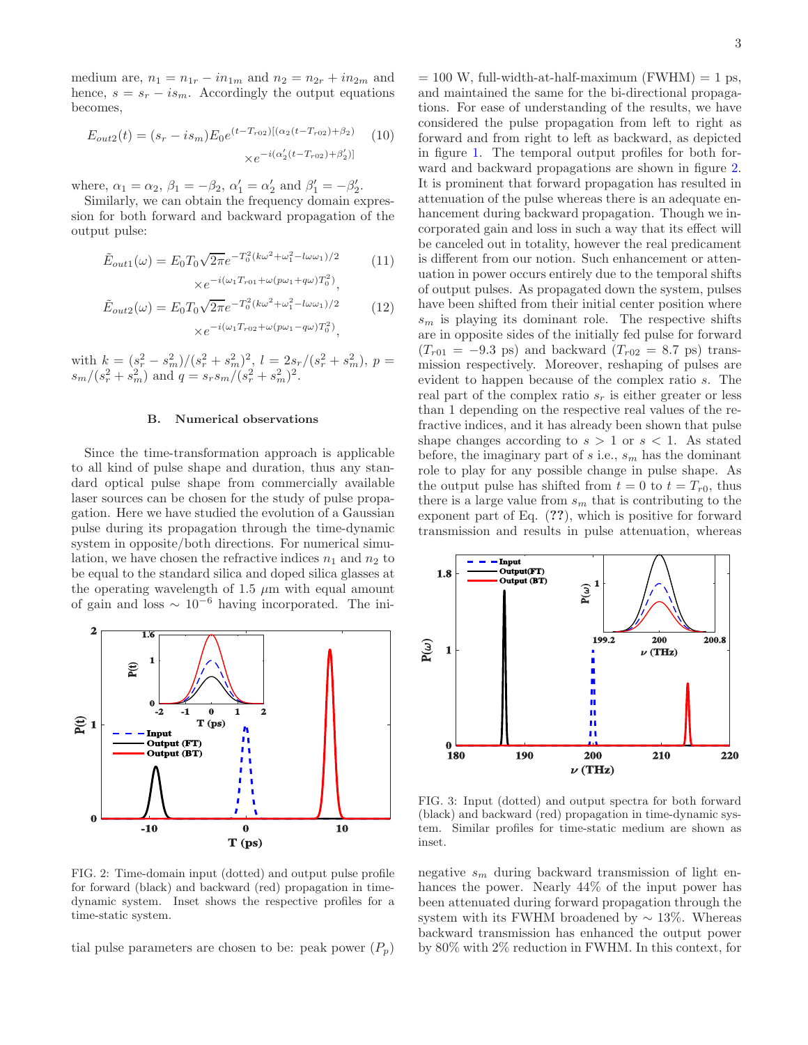medium are, $n_1 = n_{1r} - in_{1m}$ and $n_2 = n_{2r} + in_{2m}$ and hence, $s = s_r - is_m$. Accordingly the output equations becomes,

$$E_{out2}(t) = (s_r - is_m)E_0 e^{(t-T_{r02})[(\alpha_2(t-T_{r02})+\beta_2)} \times e^{-i(\alpha_2'(t-T_{r02})+\beta_2')]} \tag{10}$$

where, $\alpha_1 = \alpha_2$, $\beta_1 = -\beta_2$, $\alpha_1' = \alpha_2'$ and $\beta_1' = -\beta_2'$.

Similarly, we can obtain the frequency domain expression for both forward and backward propagation of the output pulse:

$$\tilde{E}_{out1}(\omega) = E_0 T_0 \sqrt{2\pi} e^{-T_0^2(k\omega^2+\omega_1^2-l\omega\omega_1)/2} \times e^{-i(\omega_1 T_{r01}+\omega(p\omega_1+q\omega)T_0^2)}, \tag{11}$$

$$\tilde{E}_{out2}(\omega) = E_0 T_0 \sqrt{2\pi} e^{-T_0^2(k\omega^2+\omega_1^2-l\omega\omega_1)/2} \times e^{-i(\omega_1 T_{r02}+\omega(p\omega_1-q\omega)T_0^2)}, \tag{12}$$

with $k = (s_r^2 - s_m^2)/(s_r^2 + s_m^2)^2$, $l = 2s_r/(s_r^2 + s_m^2)$, $p = s_m/(s_r^2 + s_m^2)$ and $q = s_r s_m/(s_r^2 + s_m^2)^2$.

### B. Numerical observations

Since the time-transformation approach is applicable to all kind of pulse shape and duration, thus any standard optical pulse shape from commercially available laser sources can be chosen for the study of pulse propagation. Here we have studied the evolution of a Gaussian pulse during its propagation through the time-dynamic system in opposite/both directions. For numerical simulation, we have chosen the refractive indices $n_1$ and $n_2$ to be equal to the standard silica and doped silica glasses at the operating wavelength of 1.5 $\mu$m with equal amount of gain and loss $\sim 10^{-6}$ having incorporated. The initial pulse parameters are chosen to be: peak power ($P_p$) = 100 W, full-width-at-half-maximum (FWHM) = 1 ps, and maintained the same for the bi-directional propagations. For ease of understanding of the results, we have considered the pulse propagation from left to right as forward and from right to left as backward, as depicted in figure 1. The temporal output profiles for both forward and backward propagations are shown in figure 2. It is prominent that forward propagation has resulted in attenuation of the pulse whereas there is an adequate enhancement during backward propagation. Though we incorporated gain and loss in such a way that its effect will be canceled out in totality, however the real predicament is different from our notion. Such enhancement or attenuation in power occurs entirely due to the temporal shifts of output pulses. As propagated down the system, pulses have been shifted from their initial center position where $s_m$ is playing its dominant role. The respective shifts are in opposite sides of the initially fed pulse for forward ($T_{r01} = -9.3$ ps) and backward ($T_{r02} = 8.7$ ps) transmission respectively. Moreover, reshaping of pulses are evident to happen because of the complex ratio $s$. The real part of the complex ratio $s_r$ is either greater or less than 1 depending on the respective real values of the refractive indices, and it has already been shown that pulse shape changes according to $s > 1$ or $s < 1$. As stated before, the imaginary part of $s$ i.e., $s_m$ has the dominant role to play for any possible change in pulse shape. As the output pulse has shifted from $t = 0$ to $t = T_{r0}$, thus there is a large value from $s_m$ that is contributing to the exponent part of Eq. (**??**), which is positive for forward transmission and results in pulse attenuation, whereas negative $s_m$ during backward transmission of light enhances the power. Nearly 44% of the input power has been attenuated during forward propagation through the system with its FWHM broadened by $\sim$ 13%. Whereas backward transmission has enhanced the output power by 80% with 2% reduction in FWHM. In this context, for

FIG. 2: Time-domain input (dotted) and output pulse profile for forward (black) and backward (red) propagation in time-dynamic system. Inset shows the respective profiles for a time-static system.

FIG. 3: Input (dotted) and output spectra for both forward (black) and backward (red) propagation in time-dynamic system. Similar profiles for time-static medium are shown as inset.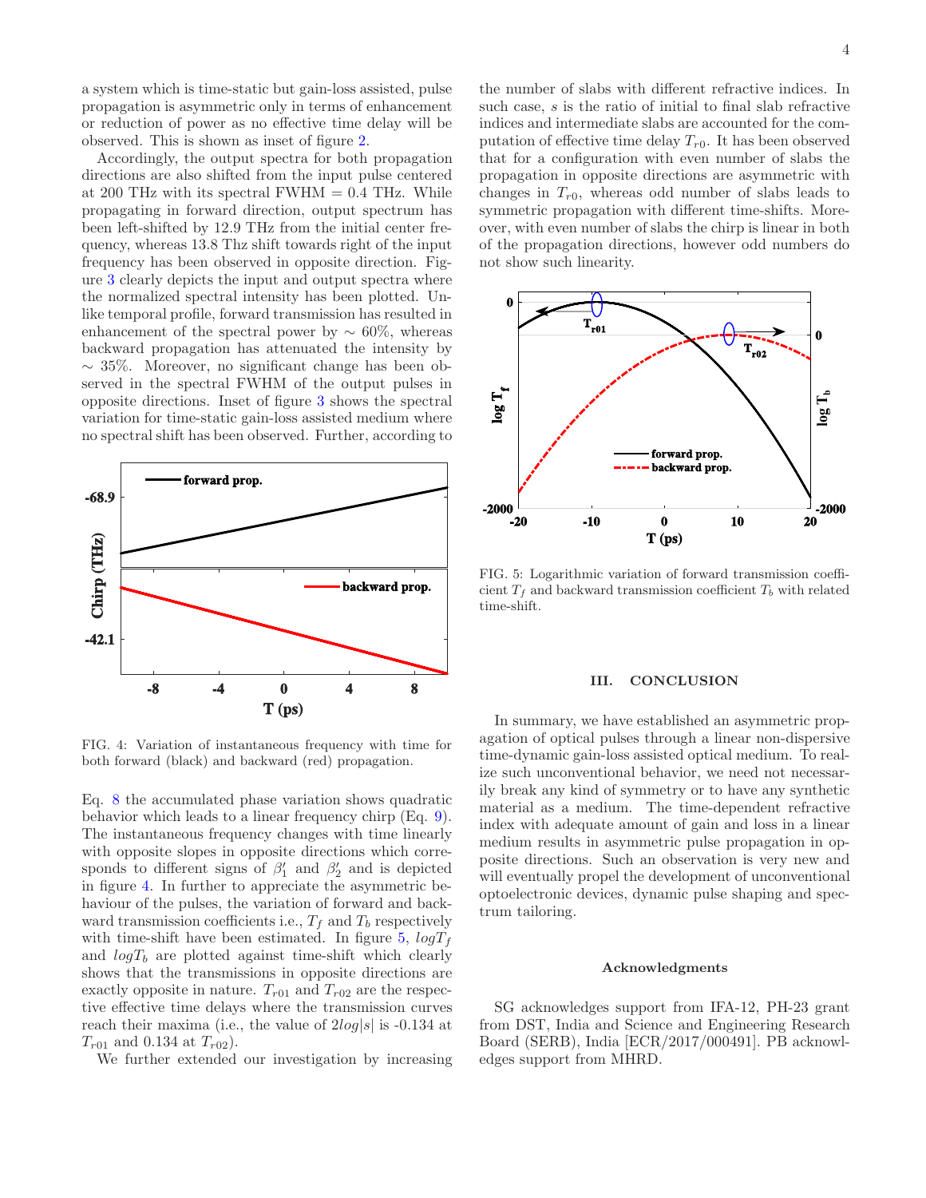a system which is time-static but gain-loss assisted, pulse propagation is asymmetric only in terms of enhancement or reduction of power as no effective time delay will be observed. This is shown as inset of figure 2.

Accordingly, the output spectra for both propagation directions are also shifted from the input pulse centered at 200 THz with its spectral FWHM = 0.4 THz. While propagating in forward direction, output spectrum has been left-shifted by 12.9 THz from the initial center frequency, whereas 13.8 Thz shift towards right of the input frequency has been observed in opposite direction. Figure 3 clearly depicts the input and output spectra where the normalized spectral intensity has been plotted. Unlike temporal profile, forward transmission has resulted in enhancement of the spectral power by $\sim$ 60%, whereas backward propagation has attenuated the intensity by $\sim$ 35%. Moreover, no significant change has been observed in the spectral FWHM of the output pulses in opposite directions. Inset of figure 3 shows the spectral variation for time-static gain-loss assisted medium where no spectral shift has been observed. Further, according to Eq. 8 the accumulated phase variation shows quadratic behavior which leads to a linear frequency chirp (Eq. 9). The instantaneous frequency changes with time linearly with opposite slopes in opposite directions which corresponds to different signs of $\beta_1'$ and $\beta_2'$ and is depicted in figure 4. In further to appreciate the asymmetric behaviour of the pulses, the variation of forward and backward transmission coefficients i.e., $T_f$ and $T_b$ respectively with time-shift have been estimated. In figure 5, $logT_f$ and $logT_b$ are plotted against time-shift which clearly shows that the transmissions in opposite directions are exactly opposite in nature. $T_{r01}$ and $T_{r02}$ are the respective effective time delays where the transmission curves reach their maxima (i.e., the value of $2log|s|$ is -0.134 at $T_{r01}$ and 0.134 at $T_{r02}$).

FIG. 4: Variation of instantaneous frequency with time for both forward (black) and backward (red) propagation.

We further extended our investigation by increasing the number of slabs with different refractive indices. In such case, $s$ is the ratio of initial to final slab refractive indices and intermediate slabs are accounted for the computation of effective time delay $T_{r0}$. It has been observed that for a configuration with even number of slabs the propagation in opposite directions are asymmetric with changes in $T_{r0}$, whereas odd number of slabs leads to symmetric propagation with different time-shifts. Moreover, with even number of slabs the chirp is linear in both of the propagation directions, however odd numbers do not show such linearity.

FIG. 5: Logarithmic variation of forward transmission coefficient $T_f$ and backward transmission coefficient $T_b$ with related time-shift.

## III. CONCLUSION

In summary, we have established an asymmetric propagation of optical pulses through a linear non-dispersive time-dynamic gain-loss assisted optical medium. To realize such unconventional behavior, we need not necessarily break any kind of symmetry or to have any synthetic material as a medium. The time-dependent refractive index with adequate amount of gain and loss in a linear medium results in asymmetric pulse propagation in opposite directions. Such an observation is very new and will eventually propel the development of unconventional optoelectronic devices, dynamic pulse shaping and spectrum tailoring.

### Acknowledgments

SG acknowledges support from IFA-12, PH-23 grant from DST, India and Science and Engineering Research Board (SERB), India [ECR/2017/000491]. PB acknowledges support from MHRD.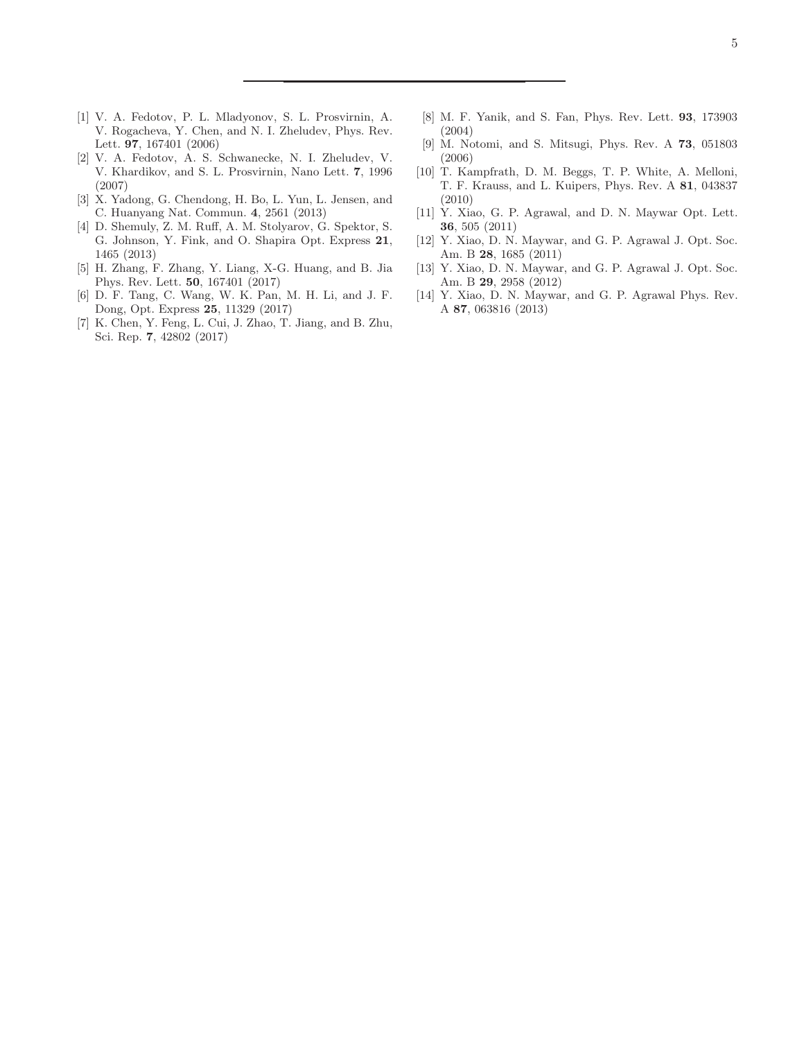[1] V. A. Fedotov, P. L. Mladyonov, S. L. Prosvirnin, A. V. Rogacheva, Y. Chen, and N. I. Zheludev, Phys. Rev. Lett. **97**, 167401 (2006)

[2] V. A. Fedotov, A. S. Schwanecke, N. I. Zheludev, V. V. Khardikov, and S. L. Prosvirnin, Nano Lett. **7**, 1996 (2007)

[3] X. Yadong, G. Chendong, H. Bo, L. Yun, L. Jensen, and C. Huanyang Nat. Commun. **4**, 2561 (2013)

[4] D. Shemuly, Z. M. Ruff, A. M. Stolyarov, G. Spektor, S. G. Johnson, Y. Fink, and O. Shapira Opt. Express **21**, 1465 (2013)

[5] H. Zhang, F. Zhang, Y. Liang, X-G. Huang, and B. Jia Phys. Rev. Lett. **50**, 167401 (2017)

[6] D. F. Tang, C. Wang, W. K. Pan, M. H. Li, and J. F. Dong, Opt. Express **25**, 11329 (2017)

[7] K. Chen, Y. Feng, L. Cui, J. Zhao, T. Jiang, and B. Zhu, Sci. Rep. **7**, 42802 (2017)

[8] M. F. Yanik, and S. Fan, Phys. Rev. Lett. **93**, 173903 (2004)

[9] M. Notomi, and S. Mitsugi, Phys. Rev. A **73**, 051803 (2006)

[10] T. Kampfrath, D. M. Beggs, T. P. White, A. Melloni, T. F. Krauss, and L. Kuipers, Phys. Rev. A **81**, 043837 (2010)

[11] Y. Xiao, G. P. Agrawal, and D. N. Maywar Opt. Lett. **36**, 505 (2011)

[12] Y. Xiao, D. N. Maywar, and G. P. Agrawal J. Opt. Soc. Am. B **28**, 1685 (2011)

[13] Y. Xiao, D. N. Maywar, and G. P. Agrawal J. Opt. Soc. Am. B **29**, 2958 (2012)

[14] Y. Xiao, D. N. Maywar, and G. P. Agrawal Phys. Rev. A **87**, 063816 (2013)